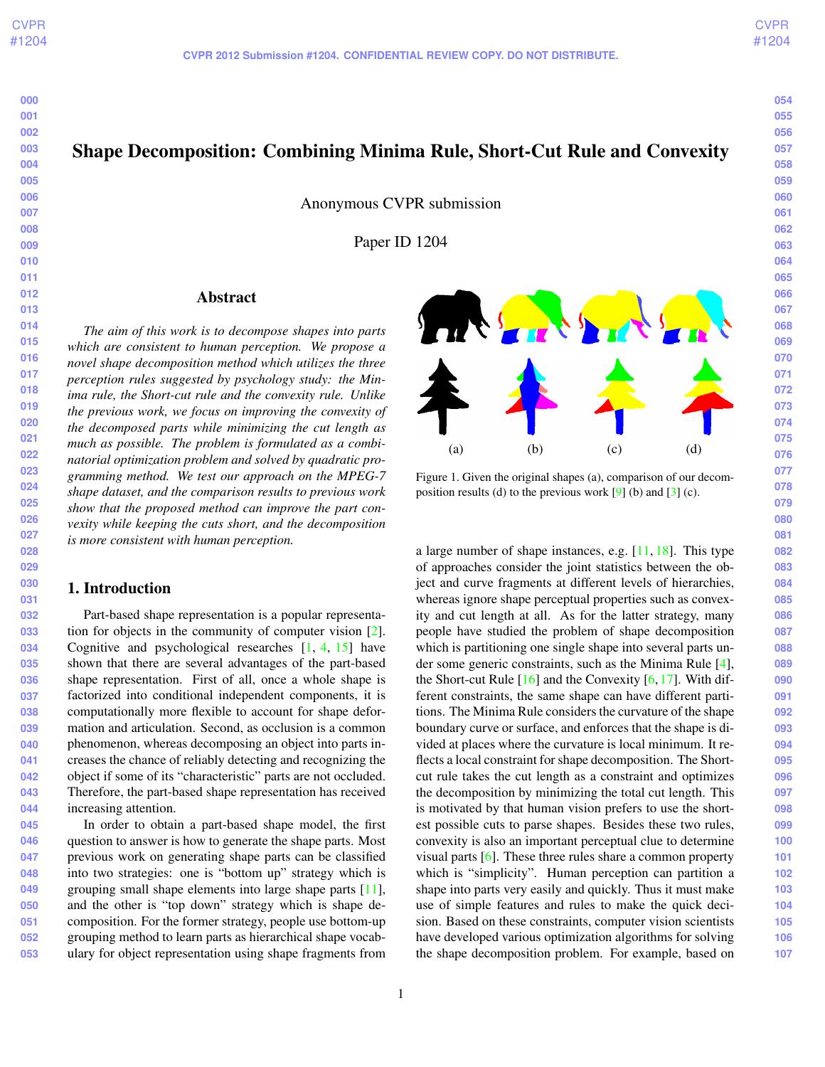# Shape Decomposition: Combining Minima Rule, Short-Cut Rule and Convexity

Anonymous CVPR submission

Paper ID 1204

## Abstract

*The aim of this work is to decompose shapes into parts which are consistent to human perception. We propose a novel shape decomposition method which utilizes the three perception rules suggested by psychology study: the Minima rule, the Short-cut rule and the convexity rule. Unlike the previous work, we focus on improving the convexity of the decomposed parts while minimizing the cut length as much as possible. The problem is formulated as a combinatorial optimization problem and solved by quadratic programming method. We test our approach on the MPEG-7 shape dataset, and the comparison results to previous work show that the proposed method can improve the part convexity while keeping the cuts short, and the decomposition is more consistent with human perception.*

## 1. Introduction

Part-based shape representation is a popular representation for objects in the community of computer vision [2]. Cognitive and psychological researches [1, 4, 15] have shown that there are several advantages of the part-based shape representation. First of all, once a whole shape is factorized into conditional independent components, it is computationally more flexible to account for shape deformation and articulation. Second, as occlusion is a common phenomenon, whereas decomposing an object into parts increases the chance of reliably detecting and recognizing the object if some of its "characteristic" parts are not occluded. Therefore, the part-based shape representation has received increasing attention.

In order to obtain a part-based shape model, the first question to answer is how to generate the shape parts. Most previous work on generating shape parts can be classified into two strategies: one is "bottom up" strategy which is grouping small shape elements into large shape parts [11], and the other is "top down" strategy which is shape decomposition. For the former strategy, people use bottom-up grouping method to learn parts as hierarchical shape vocabulary for object representation using shape fragments from a large number of shape instances, e.g. [11, 18]. This type of approaches consider the joint statistics between the object and curve fragments at different levels of hierarchies, whereas ignore shape perceptual properties such as convexity and cut length at all. As for the latter strategy, many people have studied the problem of shape decomposition which is partitioning one single shape into several parts under some generic constraints, such as the Minima Rule [4], the Short-cut Rule [16] and the Convexity [6, 17]. With different constraints, the same shape can have different partitions. The Minima Rule considers the curvature of the shape boundary curve or surface, and enforces that the shape is divided at places where the curvature is local minimum. It reflects a local constraint for shape decomposition. The Short-cut rule takes the cut length as a constraint and optimizes the decomposition by minimizing the total cut length. This is motivated by that human vision prefers to use the shortest possible cuts to parse shapes. Besides these two rules, convexity is also an important perceptual clue to determine visual parts [6]. These three rules share a common property which is "simplicity". Human perception can partition a shape into parts very easily and quickly. Thus it must make use of simple features and rules to make the quick decision. Based on these constraints, computer vision scientists have developed various optimization algorithms for solving the shape decomposition problem. For example, based on

(a) (b) (c) (d)

Figure 1. Given the original shapes (a), comparison of our decomposition results (d) to the previous work [9] (b) and [3] (c).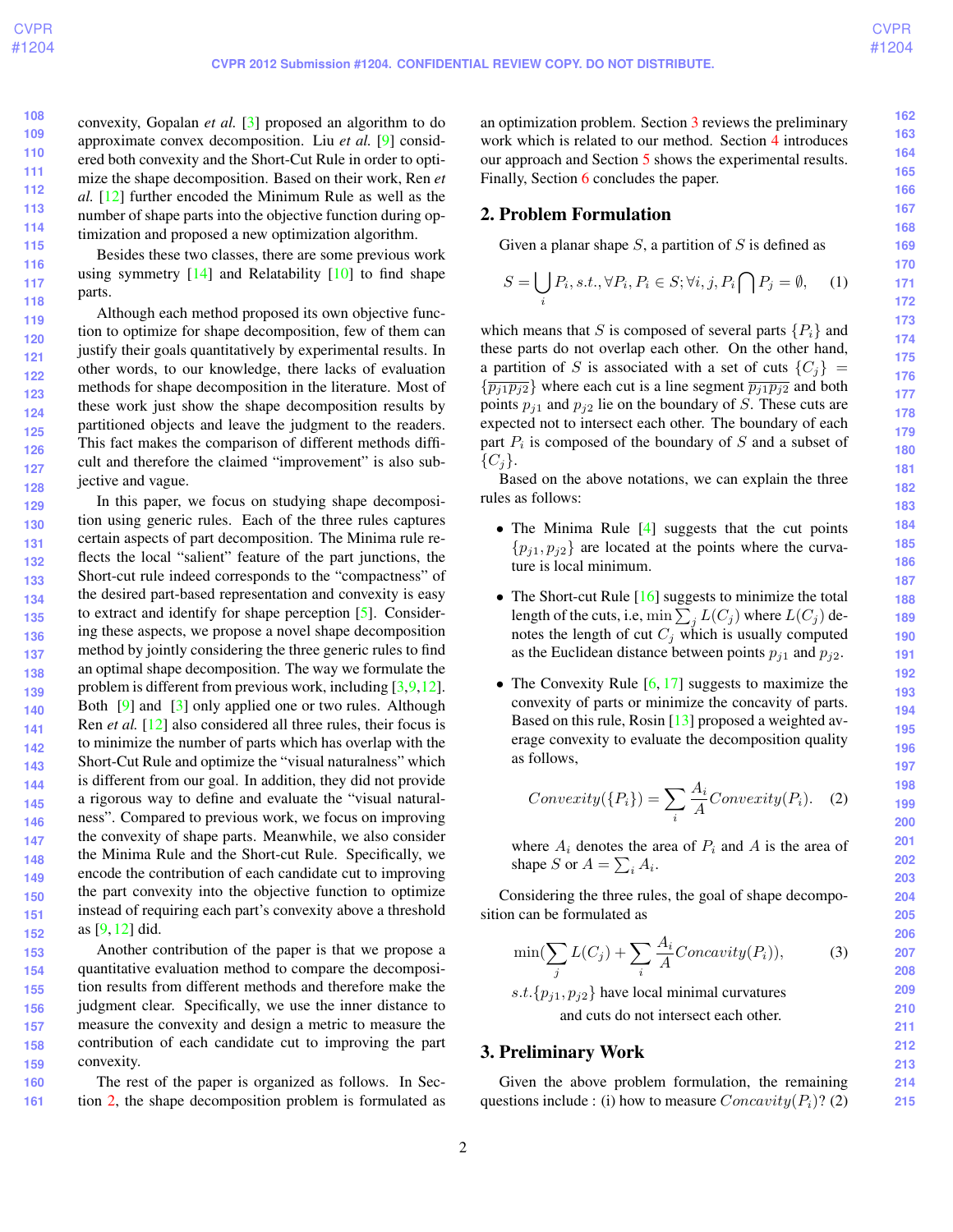convexity, Gopalan *et al.* [3] proposed an algorithm to do approximate convex decomposition. Liu *et al.* [9] considered both convexity and the Short-Cut Rule in order to optimize the shape decomposition. Based on their work, Ren *et al.* [12] further encoded the Minimum Rule as well as the number of shape parts into the objective function during optimization and proposed a new optimization algorithm.

Besides these two classes, there are some previous work using symmetry [14] and Relatability [10] to find shape parts.

Although each method proposed its own objective function to optimize for shape decomposition, few of them can justify their goals quantitatively by experimental results. In other words, to our knowledge, there lacks of evaluation methods for shape decomposition in the literature. Most of these work just show the shape decomposition results by partitioned objects and leave the judgment to the readers. This fact makes the comparison of different methods difficult and therefore the claimed "improvement" is also subjective and vague.

In this paper, we focus on studying shape decomposition using generic rules. Each of the three rules captures certain aspects of part decomposition. The Minima rule reflects the local "salient" feature of the part junctions, the Short-cut rule indeed corresponds to the "compactness" of the desired part-based representation and convexity is easy to extract and identify for shape perception [5]. Considering these aspects, we propose a novel shape decomposition method by jointly considering the three generic rules to find an optimal shape decomposition. The way we formulate the problem is different from previous work, including [3,9,12]. Both [9] and [3] only applied one or two rules. Although Ren *et al.* [12] also considered all three rules, their focus is to minimize the number of parts which has overlap with the Short-Cut Rule and optimize the "visual naturalness" which is different from our goal. In addition, they did not provide a rigorous way to define and evaluate the "visual naturalness". Compared to previous work, we focus on improving the convexity of shape parts. Meanwhile, we also consider the Minima Rule and the Short-cut Rule. Specifically, we encode the contribution of each candidate cut to improving the part convexity into the objective function to optimize instead of requiring each part's convexity above a threshold as [9, 12] did.

Another contribution of the paper is that we propose a quantitative evaluation method to compare the decomposition results from different methods and therefore make the judgment clear. Specifically, we use the inner distance to measure the convexity and design a metric to measure the contribution of each candidate cut to improving the part convexity.

The rest of the paper is organized as follows. In Section 2, the shape decomposition problem is formulated as an optimization problem. Section 3 reviews the preliminary work which is related to our method. Section 4 introduces our approach and Section 5 shows the experimental results. Finally, Section 6 concludes the paper.

## 2. Problem Formulation

Given a planar shape $S$, a partition of $S$ is defined as

$$S = \bigcup_i P_i, s.t., \forall P_i, P_i \in S; \forall i, j, P_i \bigcap P_j = \emptyset, \quad (1)$$

which means that $S$ is composed of several parts $\{P_i\}$ and these parts do not overlap each other. On the other hand, a partition of $S$ is associated with a set of cuts $\{C_j\} = \{\overline{p_{j1}p_{j2}}\}$ where each cut is a line segment $\overline{p_{j1}p_{j2}}$ and both points $p_{j1}$ and $p_{j2}$ lie on the boundary of $S$. These cuts are expected not to intersect each other. The boundary of each part $P_i$ is composed of the boundary of $S$ and a subset of $\{C_j\}$.

Based on the above notations, we can explain the three rules as follows:

- The Minima Rule [4] suggests that the cut points $\{p_{j1}, p_{j2}\}$ are located at the points where the curvature is local minimum.
- The Short-cut Rule [16] suggests to minimize the total length of the cuts, i.e, $\min \sum_j L(C_j)$ where $L(C_j)$ denotes the length of cut $C_j$ which is usually computed as the Euclidean distance between points $p_{j1}$ and $p_{j2}$.
- The Convexity Rule [6, 17] suggests to maximize the convexity of parts or minimize the concavity of parts. Based on this rule, Rosin [13] proposed a weighted average convexity to evaluate the decomposition quality as follows,

$$Convexity(\{P_i\}) = \sum_i \frac{A_i}{A} Convexity(P_i). \quad (2)$$

where $A_i$ denotes the area of $P_i$ and $A$ is the area of shape $S$ or $A = \sum_i A_i$.

Considering the three rules, the goal of shape decomposition can be formulated as

$$\min(\sum_j L(C_j) + \sum_i \frac{A_i}{A} Concavity(P_i)), \quad (3)$$

$$s.t. \{p_{j1}, p_{j2}\} \text{ have local minimal curvatures and cuts do not intersect each other.}$$

## 3. Preliminary Work

Given the above problem formulation, the remaining questions include : (i) how to measure $Concavity(P_i)$? (2)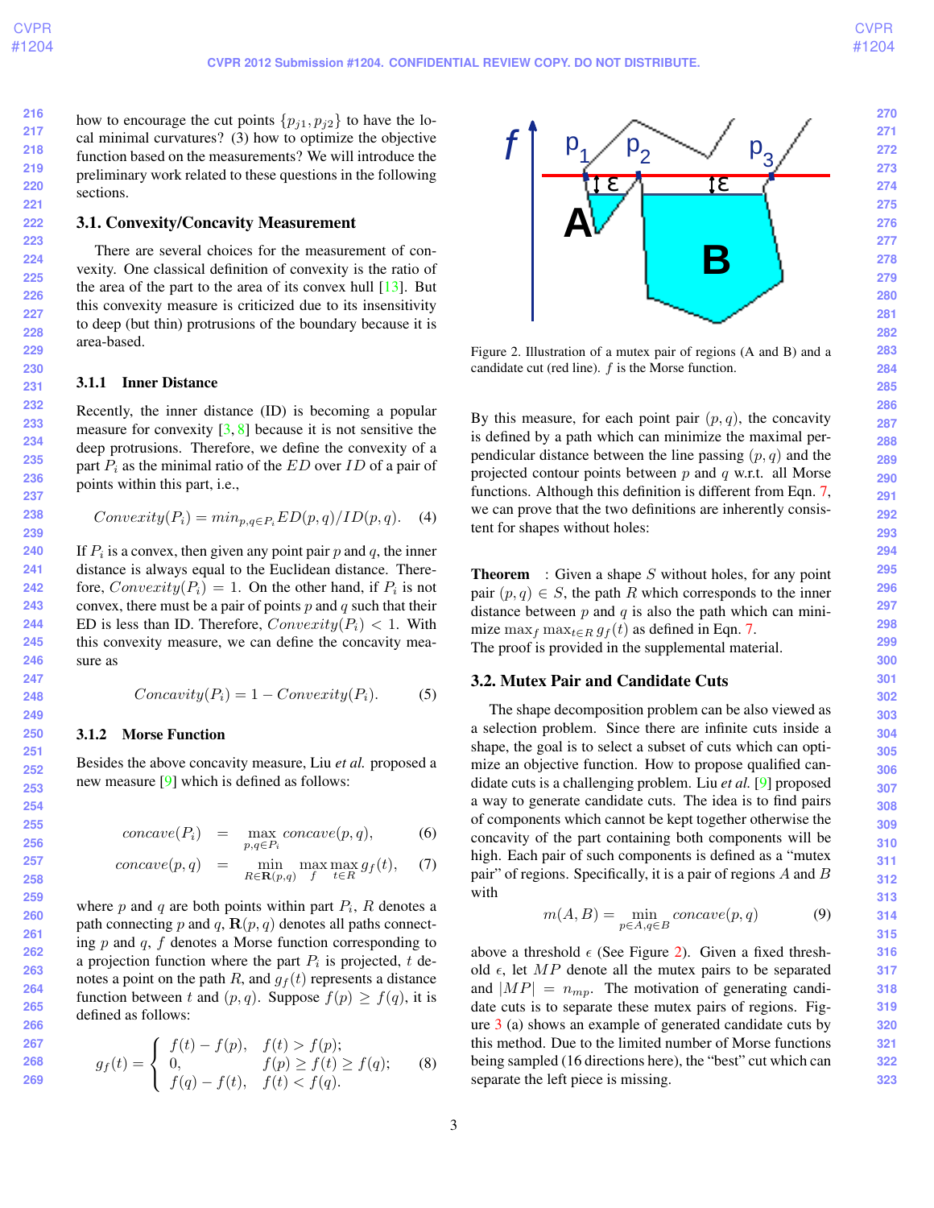how to encourage the cut points $\{p_{j1}, p_{j2}\}$ to have the local minimal curvatures? (3) how to optimize the objective function based on the measurements? We will introduce the preliminary work related to these questions in the following sections.

## 3.1. Convexity/Concavity Measurement

There are several choices for the measurement of convexity. One classical definition of convexity is the ratio of the area of the part to the area of its convex hull [13]. But this convexity measure is criticized due to its insensitivity to deep (but thin) protrusions of the boundary because it is area-based.

### 3.1.1 Inner Distance

Recently, the inner distance (ID) is becoming a popular measure for convexity [3, 8] because it is not sensitive the deep protrusions. Therefore, we define the convexity of a part $P_i$ as the minimal ratio of the $ED$ over $ID$ of a pair of points within this part, i.e.,

$$Convexity(P_i) = min_{p,q \in P_i} ED(p,q)/ID(p,q). \quad (4)$$

If $P_i$ is a convex, then given any point pair $p$ and $q$, the inner distance is always equal to the Euclidean distance. Therefore, $Convexity(P_i) = 1$. On the other hand, if $P_i$ is not convex, there must be a pair of points $p$ and $q$ such that their ED is less than ID. Therefore, $Convexity(P_i) < 1$. With this convexity measure, we can define the concavity measure as

$$Concavity(P_i) = 1 - Convexity(P_i). \quad (5)$$

### 3.1.2 Morse Function

Besides the above concavity measure, Liu *et al.* proposed a new measure [9] which is defined as follows:

$$concave(P_i) = \max_{p,q \in P_i} concave(p,q), \quad (6)$$

$$concave(p,q) = \min_{R \in \mathbf{R}(p,q)} \max_{f} \max_{t \in R} g_f(t), \quad (7)$$

where $p$ and $q$ are both points within part $P_i$, $R$ denotes a path connecting $p$ and $q$, $\mathbf{R}(p,q)$ denotes all paths connecting $p$ and $q$, $f$ denotes a Morse function corresponding to a projection function where the part $P_i$ is projected, $t$ denotes a point on the path $R$, and $g_f(t)$ represents a distance function between $t$ and $(p,q)$. Suppose $f(p) \geq f(q)$, it is defined as follows:

$$g_f(t) = \begin{cases} f(t) - f(p), & f(t) > f(p); \\ 0, & f(p) \geq f(t) \geq f(q); \\ f(q) - f(t), & f(t) < f(q). \end{cases} \quad (8)$$

Figure 2. Illustration of a mutex pair of regions (A and B) and a candidate cut (red line). $f$ is the Morse function.

By this measure, for each point pair $(p,q)$, the concavity is defined by a path which can minimize the maximal perpendicular distance between the line passing $(p,q)$ and the projected contour points between $p$ and $q$ w.r.t. all Morse functions. Although this definition is different from Eqn. 7, we can prove that the two definitions are inherently consistent for shapes without holes:

**Theorem** : Given a shape $S$ without holes, for any point pair $(p,q) \in S$, the path $R$ which corresponds to the inner distance between $p$ and $q$ is also the path which can minimize $\max_f \max_{t \in R} g_f(t)$ as defined in Eqn. 7.
The proof is provided in the supplemental material.

## 3.2. Mutex Pair and Candidate Cuts

The shape decomposition problem can be also viewed as a selection problem. Since there are infinite cuts inside a shape, the goal is to select a subset of cuts which can optimize an objective function. How to propose qualified candidate cuts is a challenging problem. Liu *et al.* [9] proposed a way to generate candidate cuts. The idea is to find pairs of components which cannot be kept together otherwise the concavity of the part containing both components will be high. Each pair of such components is defined as a "mutex pair" of regions. Specifically, it is a pair of regions $A$ and $B$ with

$$m(A,B) = \min_{p \in A, q \in B} concave(p,q) \quad (9)$$

above a threshold $\epsilon$ (See Figure 2). Given a fixed threshold $\epsilon$, let $MP$ denote all the mutex pairs to be separated and $|MP| = n_{mp}$. The motivation of generating candidate cuts is to separate these mutex pairs of regions. Figure 3 (a) shows an example of generated candidate cuts by this method. Due to the limited number of Morse functions being sampled (16 directions here), the "best" cut which can separate the left piece is missing.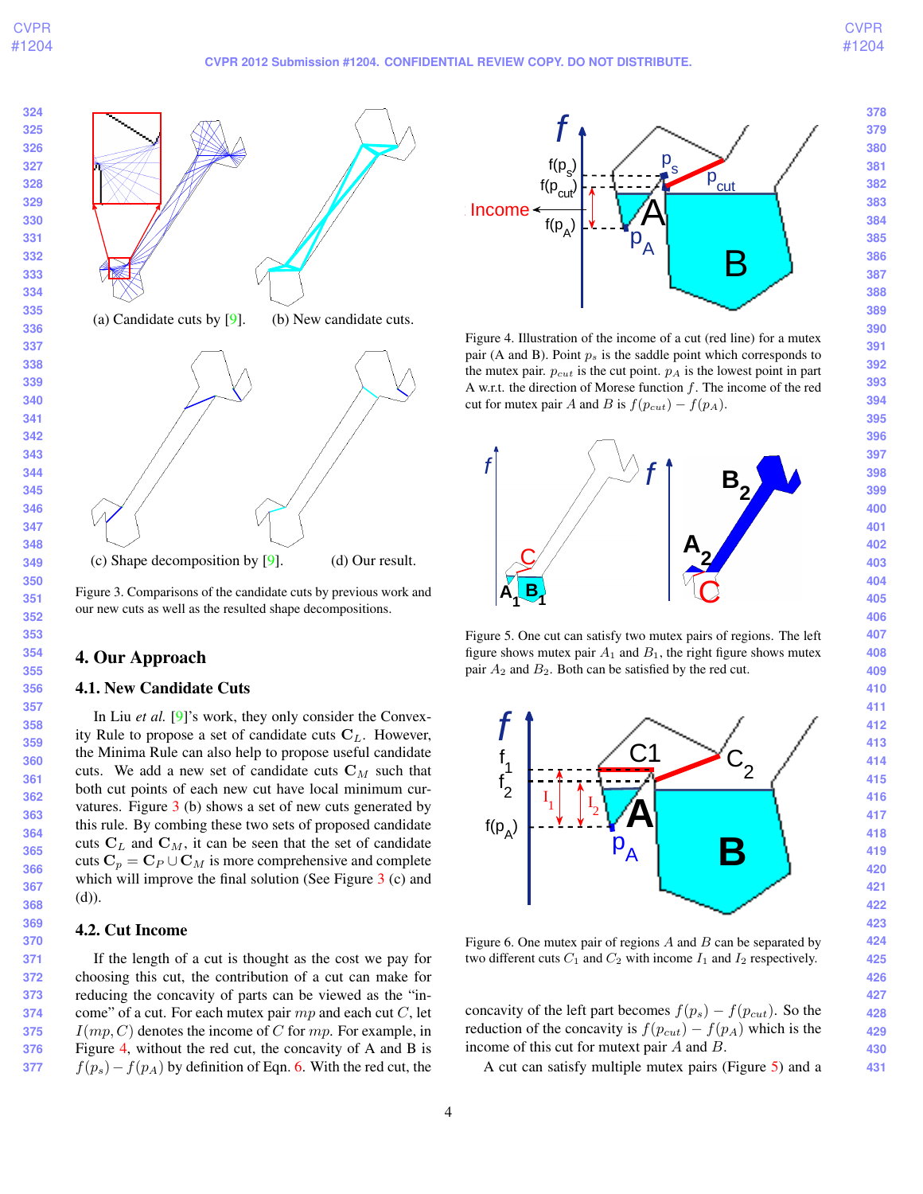(a) Candidate cuts by [9]. (b) New candidate cuts.

(c) Shape decomposition by [9]. (d) Our result.

Figure 3. Comparisons of the candidate cuts by previous work and our new cuts as well as the resulted shape decompositions.

## 4. Our Approach

### 4.1. New Candidate Cuts

In Liu *et al.* [9]'s work, they only consider the Convexity Rule to propose a set of candidate cuts $\mathbf{C}_L$. However, the Minima Rule can also help to propose useful candidate cuts. We add a new set of candidate cuts $\mathbf{C}_M$ such that both cut points of each new cut have local minimum curvatures. Figure 3 (b) shows a set of new cuts generated by this rule. By combining these two sets of proposed candidate cuts $\mathbf{C}_L$ and $\mathbf{C}_M$, it can be seen that the set of candidate cuts $\mathbf{C}_p = \mathbf{C}_P \cup \mathbf{C}_M$ is more comprehensive and complete which will improve the final solution (See Figure 3 (c) and (d)).

### 4.2. Cut Income

If the length of a cut is thought as the cost we pay for choosing this cut, the contribution of a cut can make for reducing the concavity of parts can be viewed as the "income" of a cut. For each mutex pair $mp$ and each cut $C$, let $I(mp, C)$ denotes the income of $C$ for $mp$. For example, in Figure 4, without the red cut, the concavity of A and B is $f(p_s) - f(p_A)$ by definition of Eqn. 6. With the red cut, the concavity of the left part becomes $f(p_s) - f(p_{cut})$. So the reduction of the concavity is $f(p_{cut}) - f(p_A)$ which is the income of this cut for mutext pair $A$ and $B$.

Figure 4. Illustration of the income of a cut (red line) for a mutex pair (A and B). Point $p_s$ is the saddle point which corresponds to the mutex pair. $p_{cut}$ is the cut point. $p_A$ is the lowest point in part A w.r.t. the direction of Morese function $f$. The income of the red cut for mutex pair $A$ and $B$ is $f(p_{cut}) - f(p_A)$.

Figure 5. One cut can satisfy two mutex pairs of regions. The left figure shows mutex pair $A_1$ and $B_1$, the right figure shows mutex pair $A_2$ and $B_2$. Both can be satisfied by the red cut.

Figure 6. One mutex pair of regions $A$ and $B$ can be separated by two different cuts $C_1$ and $C_2$ with income $I_1$ and $I_2$ respectively.

A cut can satisfy multiple mutex pairs (Figure 5) and a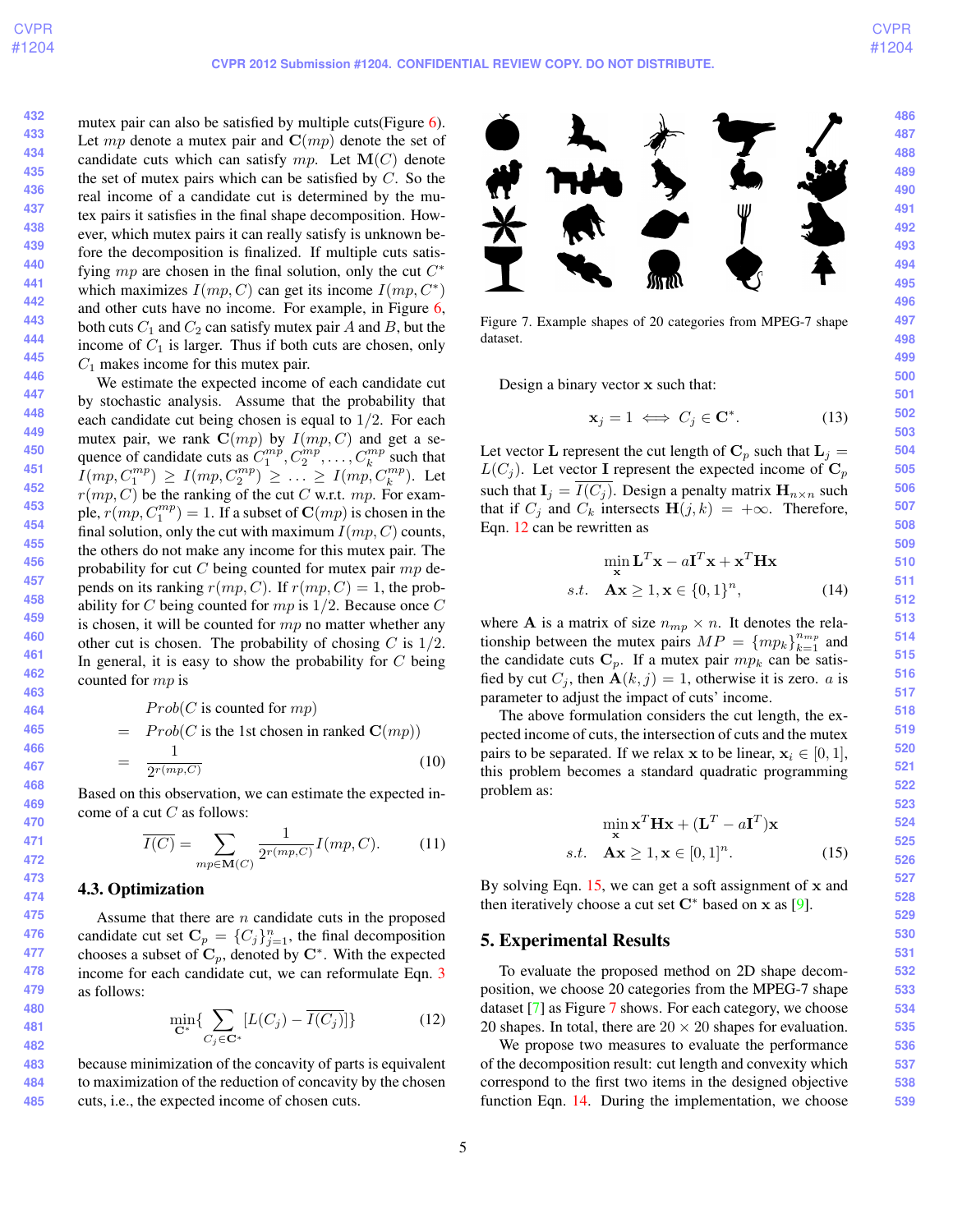mutex pair can also be satisfied by multiple cuts(Figure 6). Let $mp$ denote a mutex pair and $\mathbf{C}(mp)$ denote the set of candidate cuts which can satisfy $mp$. Let $\mathbf{M}(C)$ denote the set of mutex pairs which can be satisfied by $C$. So the real income of a candidate cut is determined by the mutex pairs it satisfies in the final shape decomposition. However, which mutex pairs it can really satisfy is unknown before the decomposition is finalized. If multiple cuts satisfying $mp$ are chosen in the final solution, only the cut $C^*$ which maximizes $I(mp, C)$ can get its income $I(mp, C^*)$ and other cuts have no income. For example, in Figure 6, both cuts $C_1$ and $C_2$ can satisfy mutex pair $A$ and $B$, but the income of $C_1$ is larger. Thus if both cuts are chosen, only $C_1$ makes income for this mutex pair.

We estimate the expected income of each candidate cut by stochastic analysis. Assume that the probability that each candidate cut being chosen is equal to $1/2$. For each mutex pair, we rank $\mathbf{C}(mp)$ by $I(mp, C)$ and get a sequence of candidate cuts as $C_1^{mp}, C_2^{mp}, \ldots, C_k^{mp}$ such that $I(mp, C_1^{mp}) \geq I(mp, C_2^{mp}) \geq \ldots \geq I(mp, C_k^{mp})$. Let $r(mp, C)$ be the ranking of the cut $C$ w.r.t. $mp$. For example, $r(mp, C_1^{mp}) = 1$. If a subset of $\mathbf{C}(mp)$ is chosen in the final solution, only the cut with maximum $I(mp, C)$ counts, the others do not make any income for this mutex pair. The probability for cut $C$ being counted for mutex pair $mp$ depends on its ranking $r(mp, C)$. If $r(mp, C) = 1$, the probability for $C$ being counted for $mp$ is $1/2$. Because once $C$ is chosen, it will be counted for $mp$ no matter whether any other cut is chosen. The probability of chosing $C$ is $1/2$. In general, it is easy to show the probability for $C$ being counted for $mp$ is

$$
\begin{aligned}
& Prob(C \text{ is counted for } mp) \\
= \; & Prob(C \text{ is the 1st chosen in ranked } \mathbf{C}(mp)) \\
= \; & \frac{1}{2^{r(mp,C)}} \qquad (10)
\end{aligned}
$$

Based on this observation, we can estimate the expected income of a cut $C$ as follows:

$$
\overline{I(C)} = \sum_{mp \in \mathbf{M}(C)} \frac{1}{2^{r(mp,C)}} I(mp, C). \qquad (11)
$$

### 4.3. Optimization

Assume that there are $n$ candidate cuts in the proposed candidate cut set $\mathbf{C}_p = \{C_j\}_{j=1}^n$, the final decomposition chooses a subset of $\mathbf{C}_p$, denoted by $\mathbf{C}^*$. With the expected income for each candidate cut, we can reformulate Eqn. 3 as follows:

$$
\min_{\mathbf{C}^*} \{ \sum_{C_j \in \mathbf{C}^*} [L(C_j) - \overline{I(C_j)}] \} \qquad (12)
$$

because minimization of the concavity of parts is equivalent to maximization of the reduction of concavity by the chosen cuts, i.e., the expected income of chosen cuts.

Figure 7. Example shapes of 20 categories from MPEG-7 shape dataset.

Design a binary vector $\mathbf{x}$ such that:

$$
\mathbf{x}_j = 1 \iff C_j \in \mathbf{C}^*. \qquad (13)
$$

Let vector $\mathbf{L}$ represent the cut length of $\mathbf{C}_p$ such that $\mathbf{L}_j = L(C_j)$. Let vector $\mathbf{I}$ represent the expected income of $\mathbf{C}_p$ such that $\mathbf{I}_j = \overline{I(C_j)}$. Design a penalty matrix $\mathbf{H}_{n \times n}$ such that if $C_j$ and $C_k$ intersects $\mathbf{H}(j,k) = +\infty$. Therefore, Eqn. 12 can be rewritten as

$$
\begin{aligned}
& \min_{\mathbf{x}} \mathbf{L}^T \mathbf{x} - a \mathbf{I}^T \mathbf{x} + \mathbf{x}^T \mathbf{H} \mathbf{x} \\
s.t. \quad & \mathbf{A}\mathbf{x} \geq 1, \mathbf{x} \in \{0,1\}^n, \qquad (14)
\end{aligned}
$$

where $\mathbf{A}$ is a matrix of size $n_{mp} \times n$. It denotes the relationship between the mutex pairs $MP = \{mp_k\}_{k=1}^{n_{mp}}$ and the candidate cuts $\mathbf{C}_p$. If a mutex pair $mp_k$ can be satisfied by cut $C_j$, then $\mathbf{A}(k,j) = 1$, otherwise it is zero. $a$ is parameter to adjust the impact of cuts' income.

The above formulation considers the cut length, the expected income of cuts, the intersection of cuts and the mutex pairs to be separated. If we relax $\mathbf{x}$ to be linear, $\mathbf{x}_i \in [0,1]$, this problem becomes a standard quadratic programming problem as:

$$
\begin{aligned}
& \min_{\mathbf{x}} \mathbf{x}^T \mathbf{H} \mathbf{x} + (\mathbf{L}^T - a\mathbf{I}^T)\mathbf{x} \\
s.t. \quad & \mathbf{A}\mathbf{x} \geq 1, \mathbf{x} \in [0,1]^n. \qquad (15)
\end{aligned}
$$

By solving Eqn. 15, we can get a soft assignment of $\mathbf{x}$ and then iteratively choose a cut set $\mathbf{C}^*$ based on $\mathbf{x}$ as [9].

## 5. Experimental Results

To evaluate the proposed method on 2D shape decomposition, we choose 20 categories from the MPEG-7 shape dataset [7] as Figure 7 shows. For each category, we choose 20 shapes. In total, there are $20 \times 20$ shapes for evaluation.

We propose two measures to evaluate the performance of the decomposition result: cut length and convexity which correspond to the first two items in the designed objective function Eqn. 14. During the implementation, we choose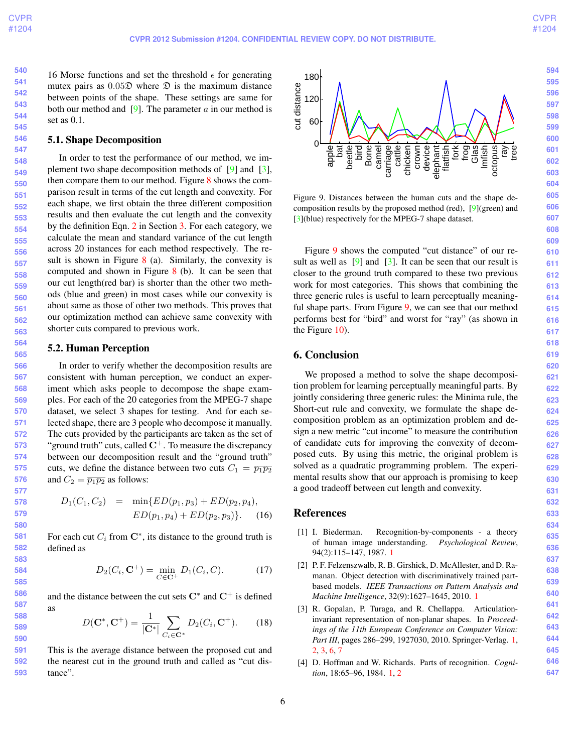16 Morse functions and set the threshold $\epsilon$ for generating mutex pairs as $0.05\mathfrak{D}$ where $\mathfrak{D}$ is the maximum distance between points of the shape. These settings are same for both our method and [9]. The parameter $a$ in our method is set as 0.1.

### 5.1. Shape Decomposition

In order to test the performance of our method, we implement two shape decomposition methods of [9] and [3], then compare them to our method. Figure 8 shows the comparison result in terms of the cut length and convexity. For each shape, we first obtain the three different composition results and then evaluate the cut length and the convexity by the definition Eqn. 2 in Section 3. For each category, we calculate the mean and standard variance of the cut length across 20 instances for each method respectively. The result is shown in Figure 8 (a). Similarly, the convexity is computed and shown in Figure 8 (b). It can be seen that our cut length(red bar) is shorter than the other two methods (blue and green) in most cases while our convexity is about same as those of other two methods. This proves that our optimization method can achieve same convexity with shorter cuts compared to previous work.

### 5.2. Human Perception

In order to verify whether the decomposition results are consistent with human perception, we conduct an experiment which asks people to decompose the shape examples. For each of the 20 categories from the MPEG-7 shape dataset, we select 3 shapes for testing. And for each selected shape, there are 3 people who decompose it manually. The cuts provided by the participants are taken as the set of "ground truth" cuts, called $\mathbf{C}^{+}$. To measure the discrepancy between our decomposition result and the "ground truth" cuts, we define the distance between two cuts $C_1 = \overline{p_1 p_2}$ and $C_2 = \overline{p_1 p_2}$ as follows:

$$
\begin{aligned}
D_1(C_1, C_2) \quad = \quad & \min\{ED(p_1, p_3) + ED(p_2, p_4), \\
& ED(p_1, p_4) + ED(p_2, p_3)\}. \qquad (16)
\end{aligned}
$$

For each cut $C_i$ from $\mathbf{C}^{*}$, its distance to the ground truth is defined as

$$
D_2(C_i, \mathbf{C}^{+}) = \min_{C \in \mathbf{C}^{+}} D_1(C_i, C). \qquad (17)
$$

and the distance between the cut sets $\mathbf{C}^{*}$ and $\mathbf{C}^{+}$ is defined as

$$
D(\mathbf{C}^{*}, \mathbf{C}^{+}) = \frac{1}{|\mathbf{C}^{*}|} \sum_{C_i \in \mathbf{C}^{*}} D_2(C_i, \mathbf{C}^{+}). \qquad (18)
$$

This is the average distance between the proposed cut and the nearest cut in the ground truth and called as "cut distance".

Figure 9. Distances between the human cuts and the shape decomposition results by the proposed method (red), [9](green) and [3](blue) respectively for the MPEG-7 shape dataset.

Figure 9 shows the computed "cut distance" of our result as well as [9] and [3]. It can be seen that our result is closer to the ground truth compared to these two previous work for most categories. This shows that combining the three generic rules is useful to learn perceptually meaningful shape parts. From Figure 9, we can see that our method performs best for "bird" and worst for "ray" (as shown in the Figure 10).

## 6. Conclusion

We proposed a method to solve the shape decomposition problem for learning perceptually meaningful parts. By jointly considering three generic rules: the Minima rule, the Short-cut rule and convexity, we formulate the shape decomposition problem as an optimization problem and design a new metric "cut income" to measure the contribution of candidate cuts for improving the convexity of decomposed cuts. By using this metric, the original problem is solved as a quadratic programming problem. The experimental results show that our approach is promising to keep a good tradeoff between cut length and convexity.

## References

[1] I. Biederman. Recognition-by-components - a theory of human image understanding. *Psychological Review*, 94(2):115–147, 1987. 1

[2] P. F. Felzenszwalb, R. B. Girshick, D. McAllester, and D. Ramanan. Object detection with discriminatively trained part-based models. *IEEE Transactions on Pattern Analysis and Machine Intelligence*, 32(9):1627–1645, 2010. 1

[3] R. Gopalan, P. Turaga, and R. Chellappa. Articulation-invariant representation of non-planar shapes. In *Proceedings of the 11th European Conference on Computer Vision: Part III*, pages 286–299, 1927030, 2010. Springer-Verlag. 1, 2, 3, 6, 7

[4] D. Hoffman and W. Richards. Parts of recognition. *Cognition*, 18:65–96, 1984. 1, 2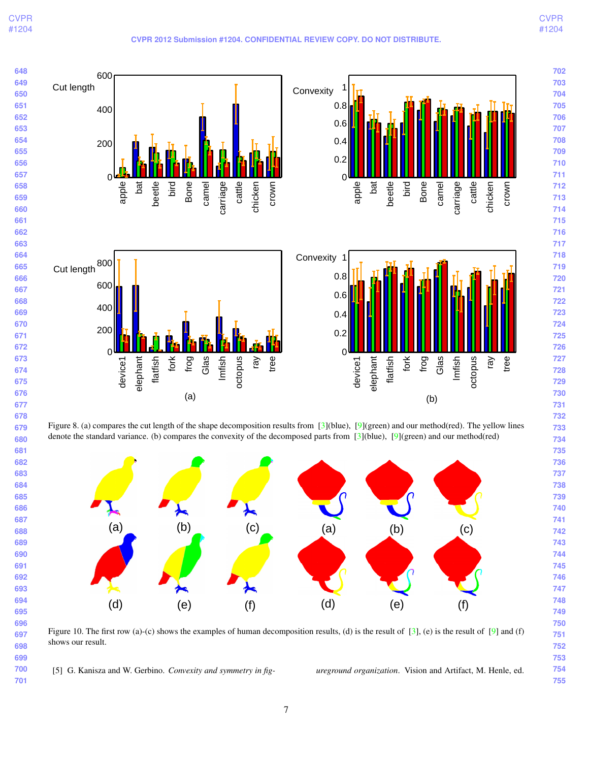Figure 8. (a) compares the cut length of the shape decomposition results from [3](blue), [9](green) and our method(red). The yellow lines denote the standard variance. (b) compares the convexity of the decomposed parts from [3](blue), [9](green) and our method(red)

Figure 10. The first row (a)-(c) shows the examples of human decomposition results, (d) is the result of [3], (e) is the result of [9] and (f) shows our result.

[5] G. Kanisza and W. Gerbino. *Convexity and symmetry in figureground organization*. Vision and Artifact, M. Henle, ed.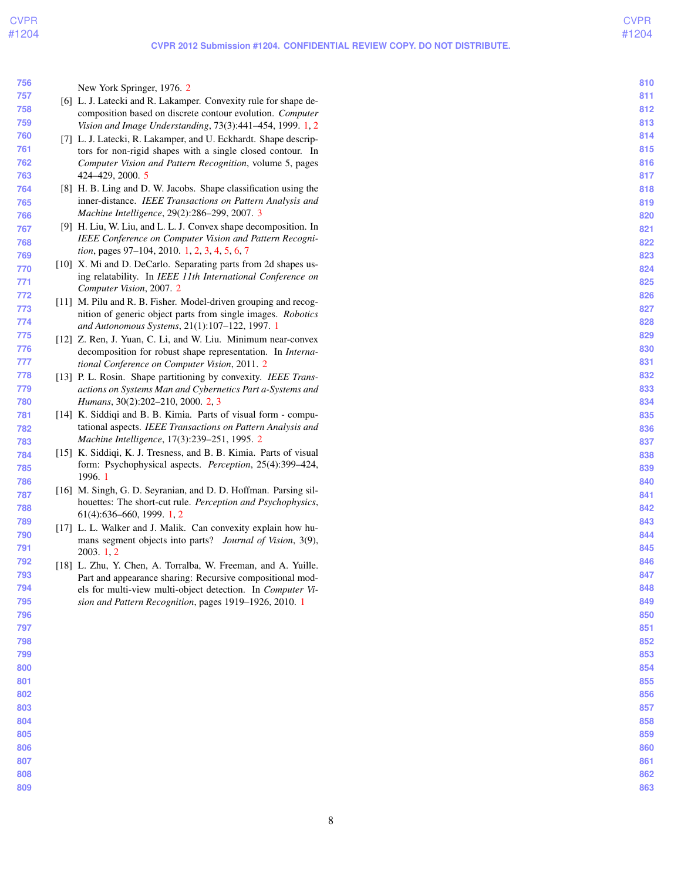New York Springer, 1976. 2

[6] L. J. Latecki and R. Lakamper. Convexity rule for shape decomposition based on discrete contour evolution. *Computer Vision and Image Understanding*, 73(3):441–454, 1999. 1, 2

[7] L. J. Latecki, R. Lakamper, and U. Eckhardt. Shape descriptors for non-rigid shapes with a single closed contour. In *Computer Vision and Pattern Recognition*, volume 5, pages 424–429, 2000. 5

[8] H. B. Ling and D. W. Jacobs. Shape classification using the inner-distance. *IEEE Transactions on Pattern Analysis and Machine Intelligence*, 29(2):286–299, 2007. 3

[9] H. Liu, W. Liu, and L. L. J. Convex shape decomposition. In *IEEE Conference on Computer Vision and Pattern Recognition*, pages 97–104, 2010. 1, 2, 3, 4, 5, 6, 7

[10] X. Mi and D. DeCarlo. Separating parts from 2d shapes using relatability. In *IEEE 11th International Conference on Computer Vision*, 2007. 2

[11] M. Pilu and R. B. Fisher. Model-driven grouping and recognition of generic object parts from single images. *Robotics and Autonomous Systems*, 21(1):107–122, 1997. 1

[12] Z. Ren, J. Yuan, C. Li, and W. Liu. Minimum near-convex decomposition for robust shape representation. In *International Conference on Computer Vision*, 2011. 2

[13] P. L. Rosin. Shape partitioning by convexity. *IEEE Transactions on Systems Man and Cybernetics Part a-Systems and Humans*, 30(2):202–210, 2000. 2, 3

[14] K. Siddiqi and B. B. Kimia. Parts of visual form - computational aspects. *IEEE Transactions on Pattern Analysis and Machine Intelligence*, 17(3):239–251, 1995. 2

[15] K. Siddiqi, K. J. Tresness, and B. B. Kimia. Parts of visual form: Psychophysical aspects. *Perception*, 25(4):399–424, 1996. 1

[16] M. Singh, G. D. Seyranian, and D. D. Hoffman. Parsing silhouettes: The short-cut rule. *Perception and Psychophysics*, 61(4):636–660, 1999. 1, 2

[17] L. L. Walker and J. Malik. Can convexity explain how humans segment objects into parts? *Journal of Vision*, 3(9), 2003. 1, 2

[18] L. Zhu, Y. Chen, A. Torralba, W. Freeman, and A. Yuille. Part and appearance sharing: Recursive compositional models for multi-view multi-object detection. In *Computer Vision and Pattern Recognition*, pages 1919–1926, 2010. 1